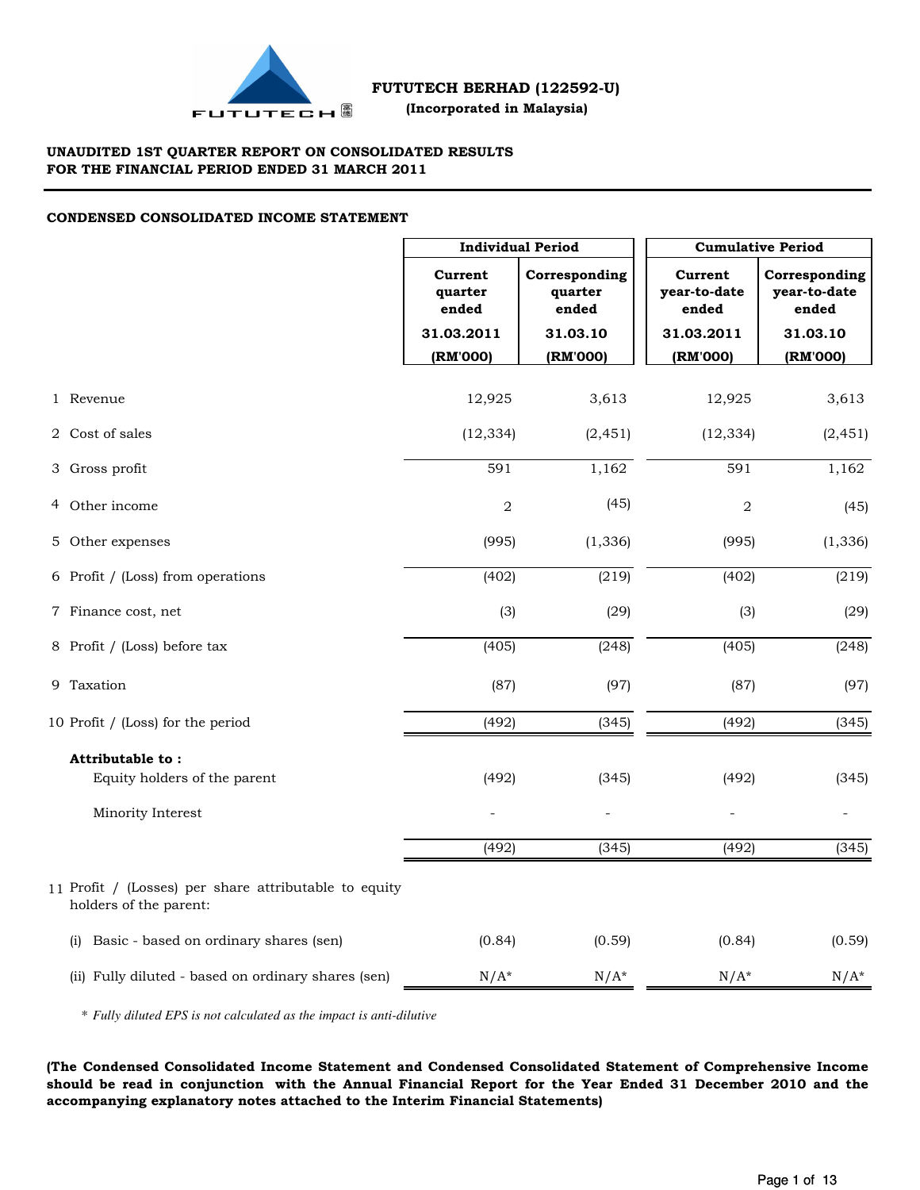**FUTUTECH BERHAD (122592-U)**

**(Incorporated in Malaysia)**

**UNAUDITED 1ST QUARTER REPORT ON CONSOLIDATED RESULTS**
**FOR THE FINANCIAL PERIOD ENDED 31 MARCH 2011**

**CONDENSED CONSOLIDATED INCOME STATEMENT**

| | | Individual Period | | Cumulative Period | |
|---|---|---|---|---|---|
| | | Current quarter ended | Corresponding quarter ended | Current year-to-date ended | Corresponding year-to-date ended |
| | | 31.03.2011 | 31.03.10 | 31.03.2011 | 31.03.10 |
| | | (RM'000) | (RM'000) | (RM'000) | (RM'000) |
| 1 | Revenue | 12,925 | 3,613 | 12,925 | 3,613 |
| 2 | Cost of sales | (12,334) | (2,451) | (12,334) | (2,451) |
| 3 | Gross profit | 591 | 1,162 | 591 | 1,162 |
| 4 | Other income | 2 | (45) | 2 | (45) |
| 5 | Other expenses | (995) | (1,336) | (995) | (1,336) |
| 6 | Profit / (Loss) from operations | (402) | (219) | (402) | (219) |
| 7 | Finance cost, net | (3) | (29) | (3) | (29) |
| 8 | Profit / (Loss) before tax | (405) | (248) | (405) | (248) |
| 9 | Taxation | (87) | (97) | (87) | (97) |
| 10 | Profit / (Loss) for the period | (492) | (345) | (492) | (345) |
| | **Attributable to :** | | | | |
| | Equity holders of the parent | (492) | (345) | (492) | (345) |
| | Minority Interest | - | - | - | - |
| | | (492) | (345) | (492) | (345) |
| 11 | Profit / (Losses) per share attributable to equity holders of the parent: | | | | |
| | (i) Basic - based on ordinary shares (sen) | (0.84) | (0.59) | (0.84) | (0.59) |
| | (ii) Fully diluted - based on ordinary shares (sen) | N/A* | N/A* | N/A* | N/A* |

\* *Fully diluted EPS is not calculated as the impact is anti-dilutive*

**(The Condensed Consolidated Income Statement and Condensed Consolidated Statement of Comprehensive Income should be read in conjunction with the Annual Financial Report for the Year Ended 31 December 2010 and the accompanying explanatory notes attached to the Interim Financial Statements)**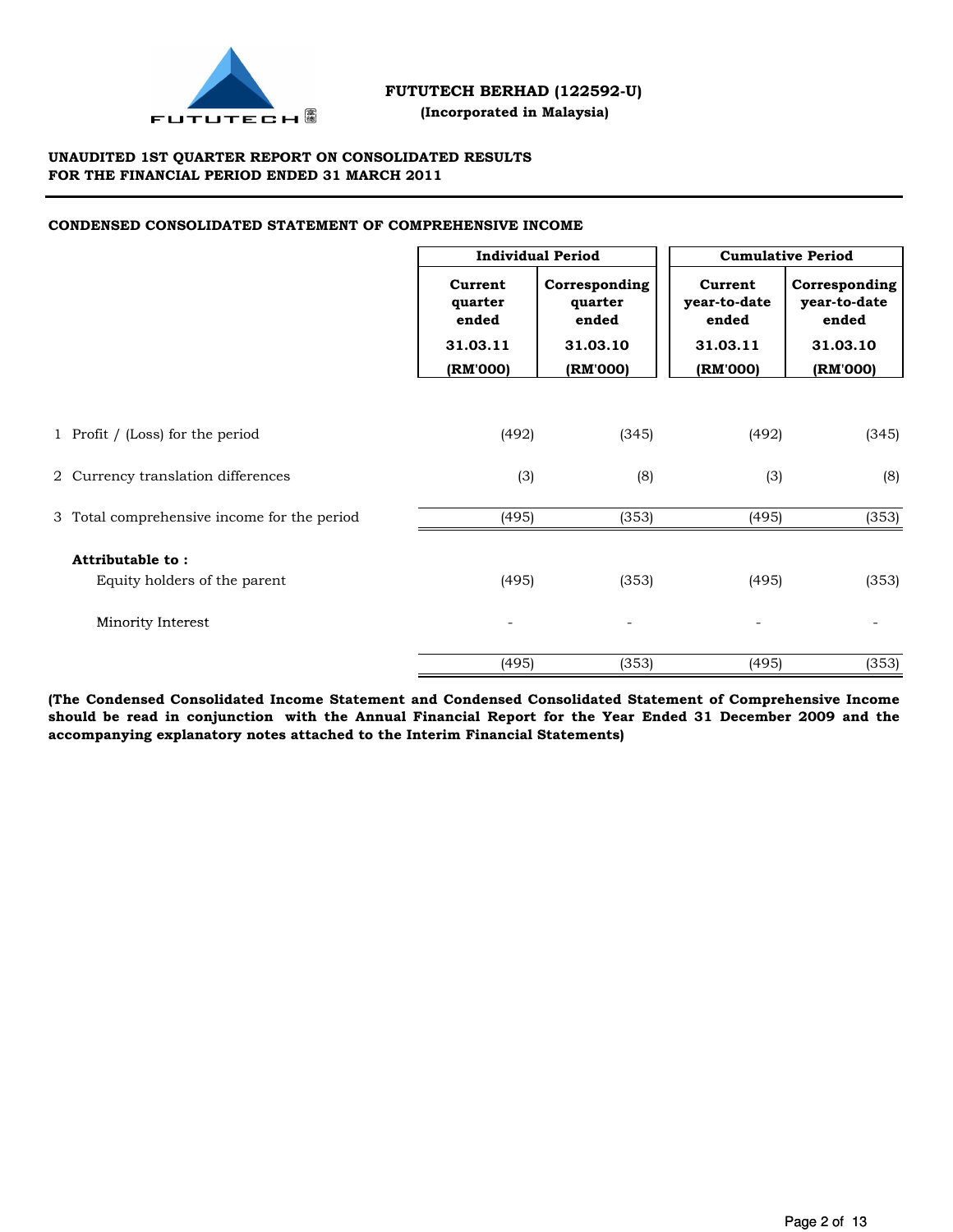**FUTUTECH BERHAD (122592-U)**

**(Incorporated in Malaysia)**

**UNAUDITED 1ST QUARTER REPORT ON CONSOLIDATED RESULTS**
**FOR THE FINANCIAL PERIOD ENDED 31 MARCH 2011**

**CONDENSED CONSOLIDATED STATEMENT OF COMPREHENSIVE INCOME**

| | Individual Period | | Cumulative Period | |
|---|---|---|---|---|
| | Current quarter ended | Corresponding quarter ended | Current year-to-date ended | Corresponding year-to-date ended |
| | 31.03.11 | 31.03.10 | 31.03.11 | 31.03.10 |
| | (RM'000) | (RM'000) | (RM'000) | (RM'000) |
| 1 Profit / (Loss) for the period | (492) | (345) | (492) | (345) |
| 2 Currency translation differences | (3) | (8) | (3) | (8) |
| 3 Total comprehensive income for the period | (495) | (353) | (495) | (353) |
| **Attributable to :** | | | | |
| Equity holders of the parent | (495) | (353) | (495) | (353) |
| Minority Interest | - | - | - | - |
| | (495) | (353) | (495) | (353) |

**(The Condensed Consolidated Income Statement and Condensed Consolidated Statement of Comprehensive Income should be read in conjunction with the Annual Financial Report for the Year Ended 31 December 2009 and the accompanying explanatory notes attached to the Interim Financial Statements)**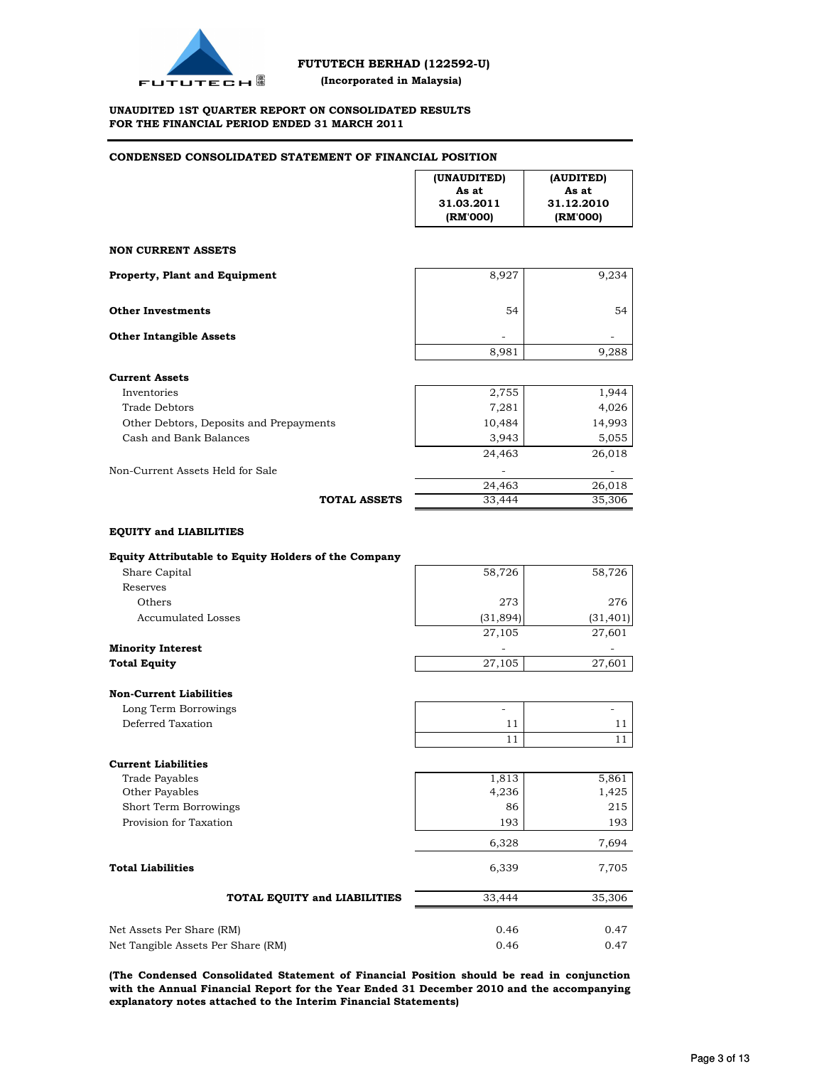# FUTUTECH BERHAD (122592-U)

**(Incorporated in Malaysia)**

**UNAUDITED 1ST QUARTER REPORT ON CONSOLIDATED RESULTS FOR THE FINANCIAL PERIOD ENDED 31 MARCH 2011**

## CONDENSED CONSOLIDATED STATEMENT OF FINANCIAL POSITION

| | (UNAUDITED) As at 31.03.2011 (RM'000) | (AUDITED) As at 31.12.2010 (RM'000) |
|---|---|---|
| **NON CURRENT ASSETS** | | |
| **Property, Plant and Equipment** | 8,927 | 9,234 |
| **Other Investments** | 54 | 54 |
| **Other Intangible Assets** | - | - |
| | 8,981 | 9,288 |
| **Current Assets** | | |
| Inventories | 2,755 | 1,944 |
| Trade Debtors | 7,281 | 4,026 |
| Other Debtors, Deposits and Prepayments | 10,484 | 14,993 |
| Cash and Bank Balances | 3,943 | 5,055 |
| | 24,463 | 26,018 |
| Non-Current Assets Held for Sale | - | - |
| | 24,463 | 26,018 |
| **TOTAL ASSETS** | 33,444 | 35,306 |
| **EQUITY and LIABILITIES** | | |
| **Equity Attributable to Equity Holders of the Company** | | |
| Share Capital | 58,726 | 58,726 |
| Reserves | | |
| Others | 273 | 276 |
| Accumulated Losses | (31,894) | (31,401) |
| | 27,105 | 27,601 |
| **Minority Interest** | - | - |
| **Total Equity** | 27,105 | 27,601 |
| **Non-Current Liabilities** | | |
| Long Term Borrowings | - | - |
| Deferred Taxation | 11 | 11 |
| | 11 | 11 |
| **Current Liabilities** | | |
| Trade Payables | 1,813 | 5,861 |
| Other Payables | 4,236 | 1,425 |
| Short Term Borrowings | 86 | 215 |
| Provision for Taxation | 193 | 193 |
| | 6,328 | 7,694 |
| **Total Liabilities** | 6,339 | 7,705 |
| **TOTAL EQUITY and LIABILITIES** | 33,444 | 35,306 |
| Net Assets Per Share (RM) | 0.46 | 0.47 |
| Net Tangible Assets Per Share (RM) | 0.46 | 0.47 |

**(The Condensed Consolidated Statement of Financial Position should be read in conjunction with the Annual Financial Report for the Year Ended 31 December 2010 and the accompanying explanatory notes attached to the Interim Financial Statements)**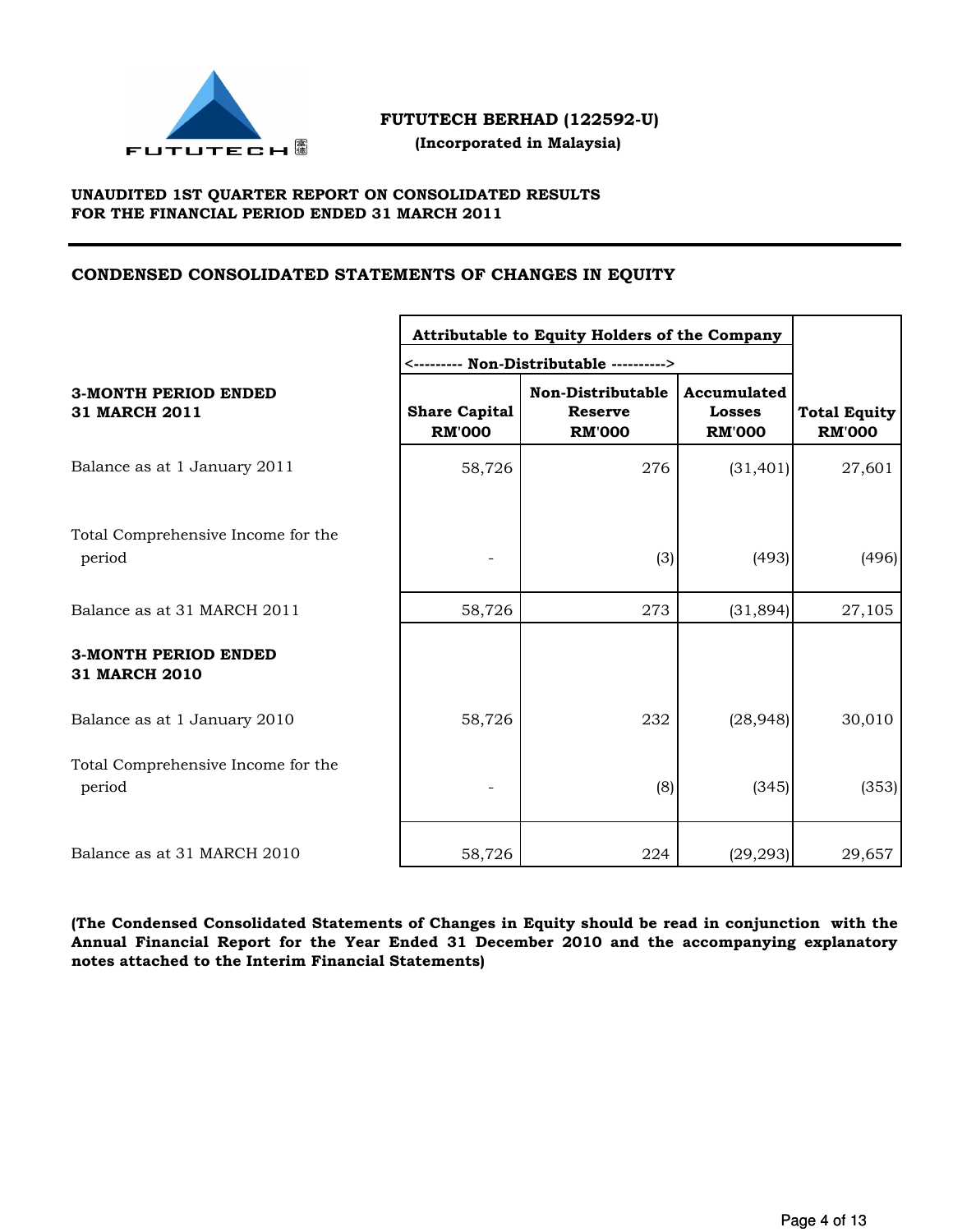**FUTUTECH BERHAD (122592-U)**
**(Incorporated in Malaysia)**

**UNAUDITED 1ST QUARTER REPORT ON CONSOLIDATED RESULTS**
**FOR THE FINANCIAL PERIOD ENDED 31 MARCH 2011**

## CONDENSED CONSOLIDATED STATEMENTS OF CHANGES IN EQUITY

| | Attributable to Equity Holders of the Company | | | |
|---|---|---|---|---|
| | <--------- Non-Distributable ----------> | | | |
| **3-MONTH PERIOD ENDED 31 MARCH 2011** | **Share Capital RM'000** | **Non-Distributable Reserve RM'000** | **Accumulated Losses RM'000** | **Total Equity RM'000** |
| Balance as at 1 January 2011 | 58,726 | 276 | (31,401) | 27,601 |
| Total Comprehensive Income for the period | - | (3) | (493) | (496) |
| Balance as at 31 MARCH 2011 | 58,726 | 273 | (31,894) | 27,105 |
| **3-MONTH PERIOD ENDED 31 MARCH 2010** | | | | |
| Balance as at 1 January 2010 | 58,726 | 232 | (28,948) | 30,010 |
| Total Comprehensive Income for the period | - | (8) | (345) | (353) |
| Balance as at 31 MARCH 2010 | 58,726 | 224 | (29,293) | 29,657 |

**(The Condensed Consolidated Statements of Changes in Equity should be read in conjunction with the Annual Financial Report for the Year Ended 31 December 2010 and the accompanying explanatory notes attached to the Interim Financial Statements)**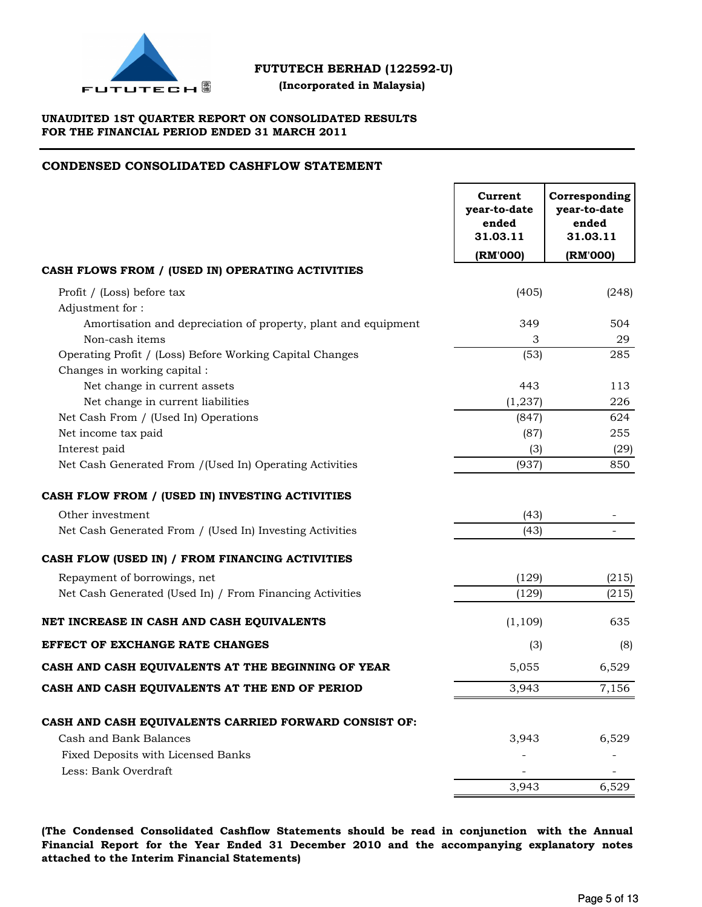**FUTUTECH BERHAD (122592-U)**
**(Incorporated in Malaysia)**

**UNAUDITED 1ST QUARTER REPORT ON CONSOLIDATED RESULTS**
**FOR THE FINANCIAL PERIOD ENDED 31 MARCH 2011**

## CONDENSED CONSOLIDATED CASHFLOW STATEMENT

| | Current year-to-date ended 31.03.11 (RM'000) | Corresponding year-to-date ended 31.03.11 (RM'000) |
|---|---|---|
| **CASH FLOWS FROM / (USED IN) OPERATING ACTIVITIES** | | |
| Profit / (Loss) before tax | (405) | (248) |
| Adjustment for : | | |
| Amortisation and depreciation of property, plant and equipment | 349 | 504 |
| Non-cash items | 3 | 29 |
| Operating Profit / (Loss) Before Working Capital Changes | (53) | 285 |
| Changes in working capital : | | |
| Net change in current assets | 443 | 113 |
| Net change in current liabilities | (1,237) | 226 |
| Net Cash From / (Used In) Operations | (847) | 624 |
| Net income tax paid | (87) | 255 |
| Interest paid | (3) | (29) |
| Net Cash Generated From /(Used In) Operating Activities | (937) | 850 |
| **CASH FLOW FROM / (USED IN) INVESTING ACTIVITIES** | | |
| Other investment | (43) | - |
| Net Cash Generated From / (Used In) Investing Activities | (43) | - |
| **CASH FLOW (USED IN) / FROM FINANCING ACTIVITIES** | | |
| Repayment of borrowings, net | (129) | (215) |
| Net Cash Generated (Used In) / From Financing Activities | (129) | (215) |
| **NET INCREASE IN CASH AND CASH EQUIVALENTS** | (1,109) | 635 |
| **EFFECT OF EXCHANGE RATE CHANGES** | (3) | (8) |
| **CASH AND CASH EQUIVALENTS AT THE BEGINNING OF YEAR** | 5,055 | 6,529 |
| **CASH AND CASH EQUIVALENTS AT THE END OF PERIOD** | 3,943 | 7,156 |
| **CASH AND CASH EQUIVALENTS CARRIED FORWARD CONSIST OF:** | | |
| Cash and Bank Balances | 3,943 | 6,529 |
| Fixed Deposits with Licensed Banks | - | - |
| Less: Bank Overdraft | - | - |
| | 3,943 | 6,529 |

**(The Condensed Consolidated Cashflow Statements should be read in conjunction with the Annual Financial Report for the Year Ended 31 December 2010 and the accompanying explanatory notes attached to the Interim Financial Statements)**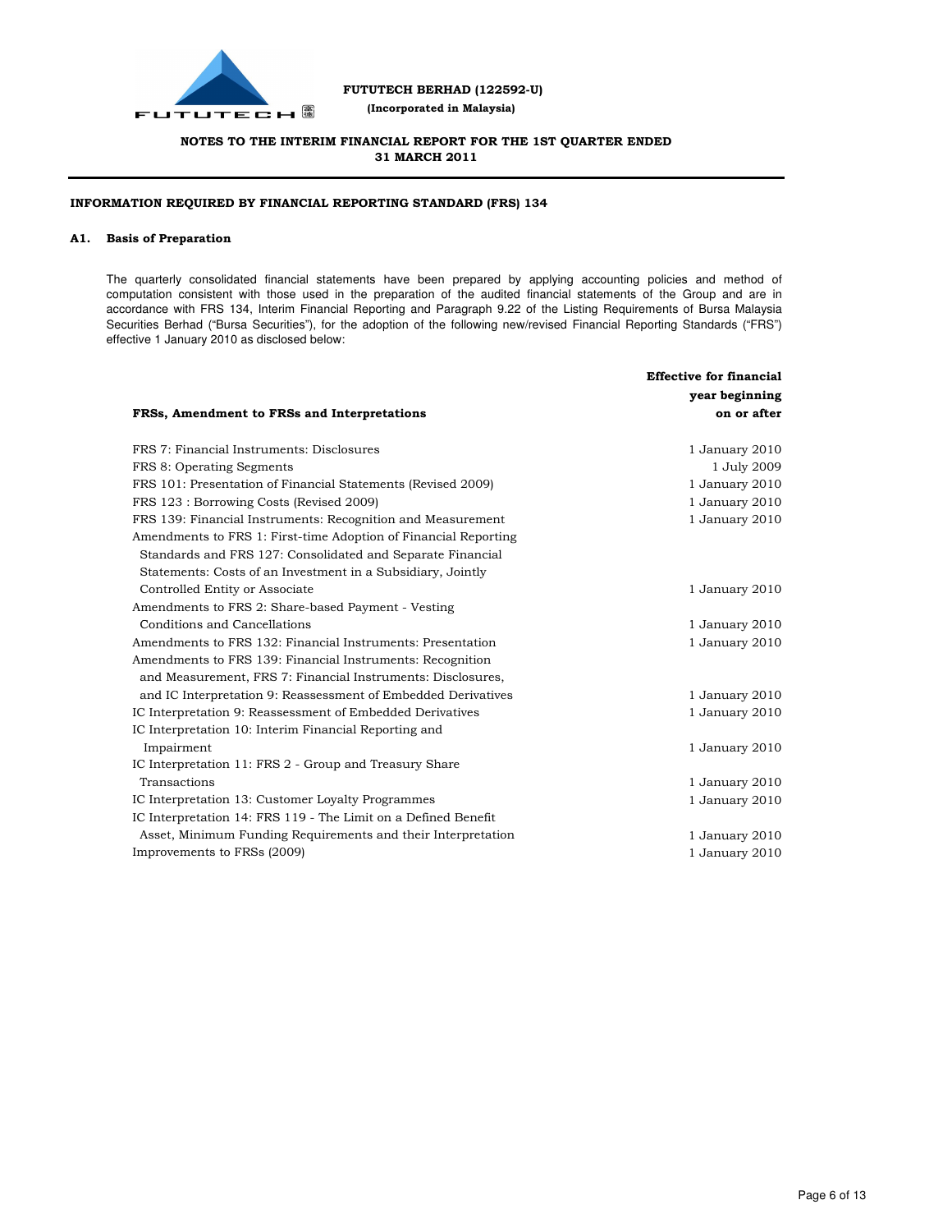FUTUTECH BERHAD (122592-U)

(Incorporated in Malaysia)

**NOTES TO THE INTERIM FINANCIAL REPORT FOR THE 1ST QUARTER ENDED 31 MARCH 2011**

**INFORMATION REQUIRED BY FINANCIAL REPORTING STANDARD (FRS) 134**

## A1. Basis of Preparation

The quarterly consolidated financial statements have been prepared by applying accounting policies and method of computation consistent with those used in the preparation of the audited financial statements of the Group and are in accordance with FRS 134, Interim Financial Reporting and Paragraph 9.22 of the Listing Requirements of Bursa Malaysia Securities Berhad ("Bursa Securities"), for the adoption of the following new/revised Financial Reporting Standards ("FRS") effective 1 January 2010 as disclosed below:

| FRSs, Amendment to FRSs and Interpretations | Effective for financial year beginning on or after |
|---|---|
| FRS 7: Financial Instruments: Disclosures | 1 January 2010 |
| FRS 8: Operating Segments | 1 July 2009 |
| FRS 101: Presentation of Financial Statements (Revised 2009) | 1 January 2010 |
| FRS 123 : Borrowing Costs (Revised 2009) | 1 January 2010 |
| FRS 139: Financial Instruments: Recognition and Measurement | 1 January 2010 |
| Amendments to FRS 1: First-time Adoption of Financial Reporting Standards and FRS 127: Consolidated and Separate Financial Statements: Costs of an Investment in a Subsidiary, Jointly Controlled Entity or Associate | 1 January 2010 |
| Amendments to FRS 2: Share-based Payment - Vesting Conditions and Cancellations | 1 January 2010 |
| Amendments to FRS 132: Financial Instruments: Presentation | 1 January 2010 |
| Amendments to FRS 139: Financial Instruments: Recognition and Measurement, FRS 7: Financial Instruments: Disclosures, and IC Interpretation 9: Reassessment of Embedded Derivatives | 1 January 2010 |
| IC Interpretation 9: Reassessment of Embedded Derivatives | 1 January 2010 |
| IC Interpretation 10: Interim Financial Reporting and Impairment | 1 January 2010 |
| IC Interpretation 11: FRS 2 - Group and Treasury Share Transactions | 1 January 2010 |
| IC Interpretation 13: Customer Loyalty Programmes | 1 January 2010 |
| IC Interpretation 14: FRS 119 - The Limit on a Defined Benefit Asset, Minimum Funding Requirements and their Interpretation | 1 January 2010 |
| Improvements to FRSs (2009) | 1 January 2010 |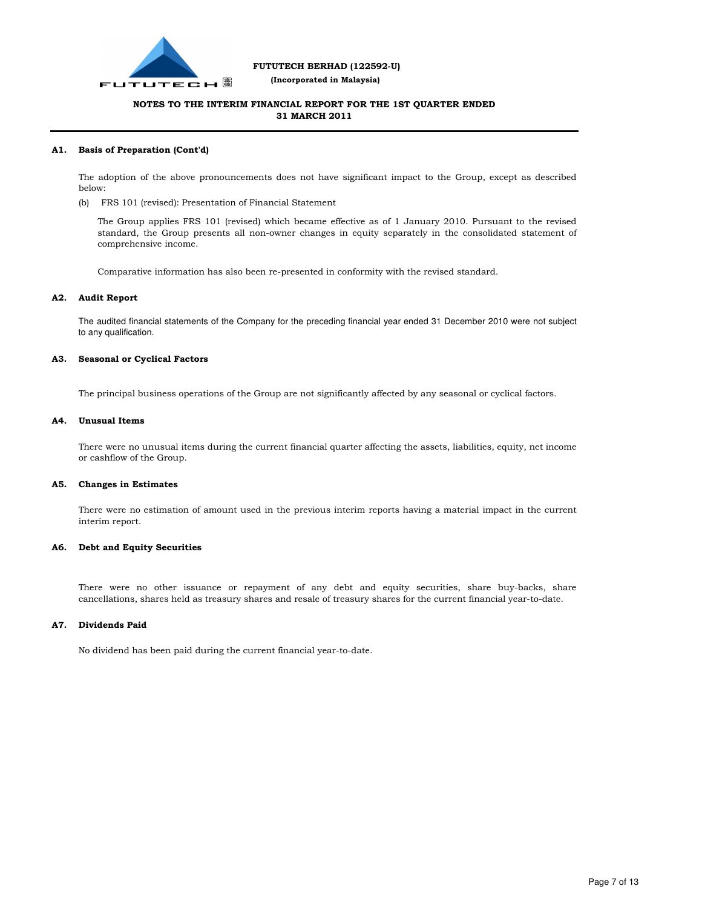**FUTUTECH BERHAD (122592-U)**
**(Incorporated in Malaysia)**

**NOTES TO THE INTERIM FINANCIAL REPORT FOR THE 1ST QUARTER ENDED 31 MARCH 2011**

## A1. Basis of Preparation (Cont'd)

The adoption of the above pronouncements does not have significant impact to the Group, except as described below:

(b) FRS 101 (revised): Presentation of Financial Statement

The Group applies FRS 101 (revised) which became effective as of 1 January 2010. Pursuant to the revised standard, the Group presents all non-owner changes in equity separately in the consolidated statement of comprehensive income.

Comparative information has also been re-presented in conformity with the revised standard.

## A2. Audit Report

The audited financial statements of the Company for the preceding financial year ended 31 December 2010 were not subject to any qualification.

## A3. Seasonal or Cyclical Factors

The principal business operations of the Group are not significantly affected by any seasonal or cyclical factors.

## A4. Unusual Items

There were no unusual items during the current financial quarter affecting the assets, liabilities, equity, net income or cashflow of the Group.

## A5. Changes in Estimates

There were no estimation of amount used in the previous interim reports having a material impact in the current interim report.

## A6. Debt and Equity Securities

There were no other issuance or repayment of any debt and equity securities, share buy-backs, share cancellations, shares held as treasury shares and resale of treasury shares for the current financial year-to-date.

## A7. Dividends Paid

No dividend has been paid during the current financial year-to-date.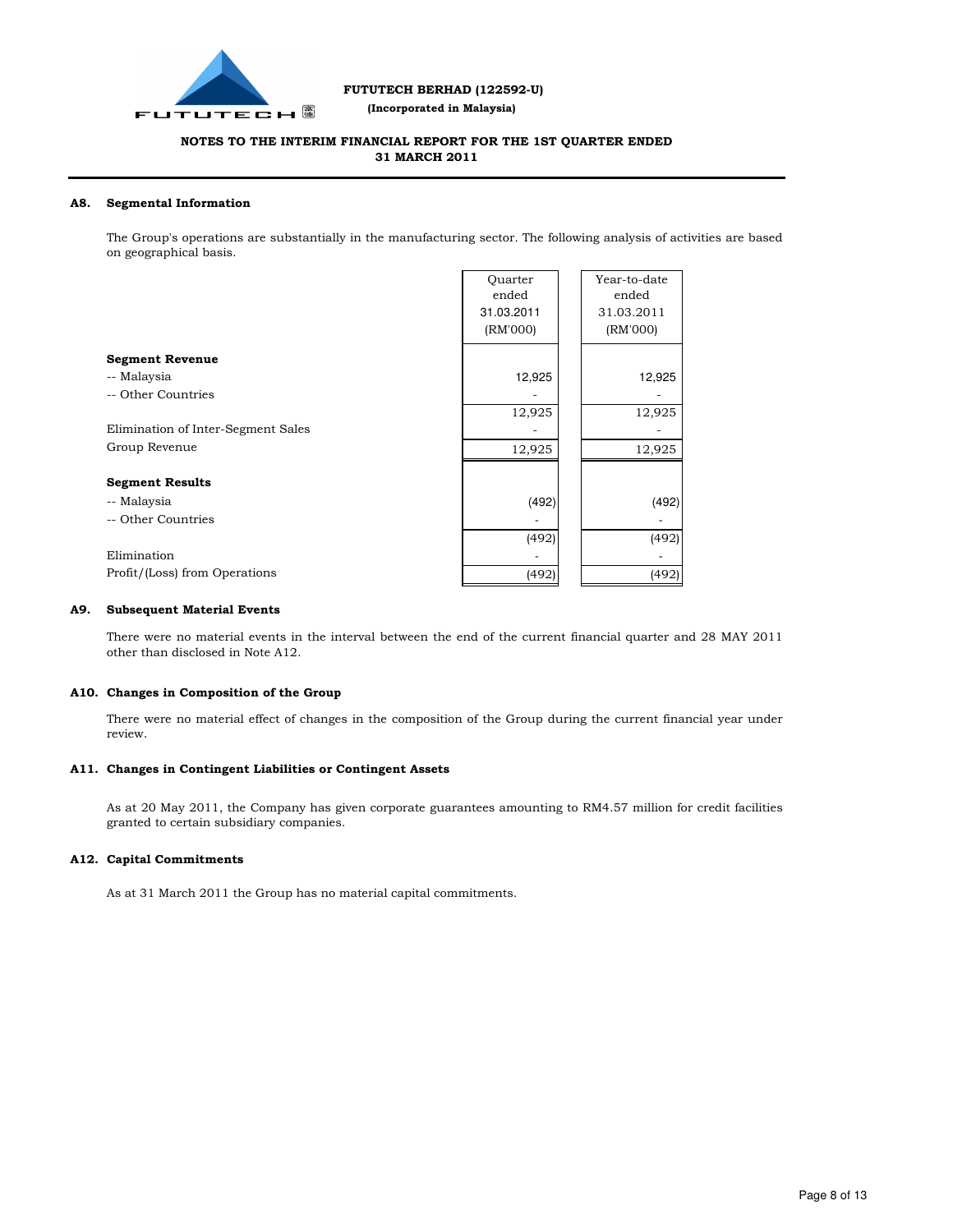**FUTUTECH BERHAD (122592-U)**
**(Incorporated in Malaysia)**

**NOTES TO THE INTERIM FINANCIAL REPORT FOR THE 1ST QUARTER ENDED 31 MARCH 2011**

## A8. Segmental Information

The Group's operations are substantially in the manufacturing sector. The following analysis of activities are based on geographical basis.

| | Quarter ended 31.03.2011 (RM'000) | Year-to-date ended 31.03.2011 (RM'000) |
|---|---|---|
| **Segment Revenue** | | |
| -- Malaysia | 12,925 | 12,925 |
| -- Other Countries | - | - |
| | 12,925 | 12,925 |
| Elimination of Inter-Segment Sales | - | - |
| Group Revenue | 12,925 | 12,925 |
| **Segment Results** | | |
| -- Malaysia | (492) | (492) |
| -- Other Countries | - | - |
| | (492) | (492) |
| Elimination | - | - |
| Profit/(Loss) from Operations | (492) | (492) |

## A9. Subsequent Material Events

There were no material events in the interval between the end of the current financial quarter and 28 MAY 2011 other than disclosed in Note A12.

## A10. Changes in Composition of the Group

There were no material effect of changes in the composition of the Group during the current financial year under review.

## A11. Changes in Contingent Liabilities or Contingent Assets

As at 20 May 2011, the Company has given corporate guarantees amounting to RM4.57 million for credit facilities granted to certain subsidiary companies.

## A12. Capital Commitments

As at 31 March 2011 the Group has no material capital commitments.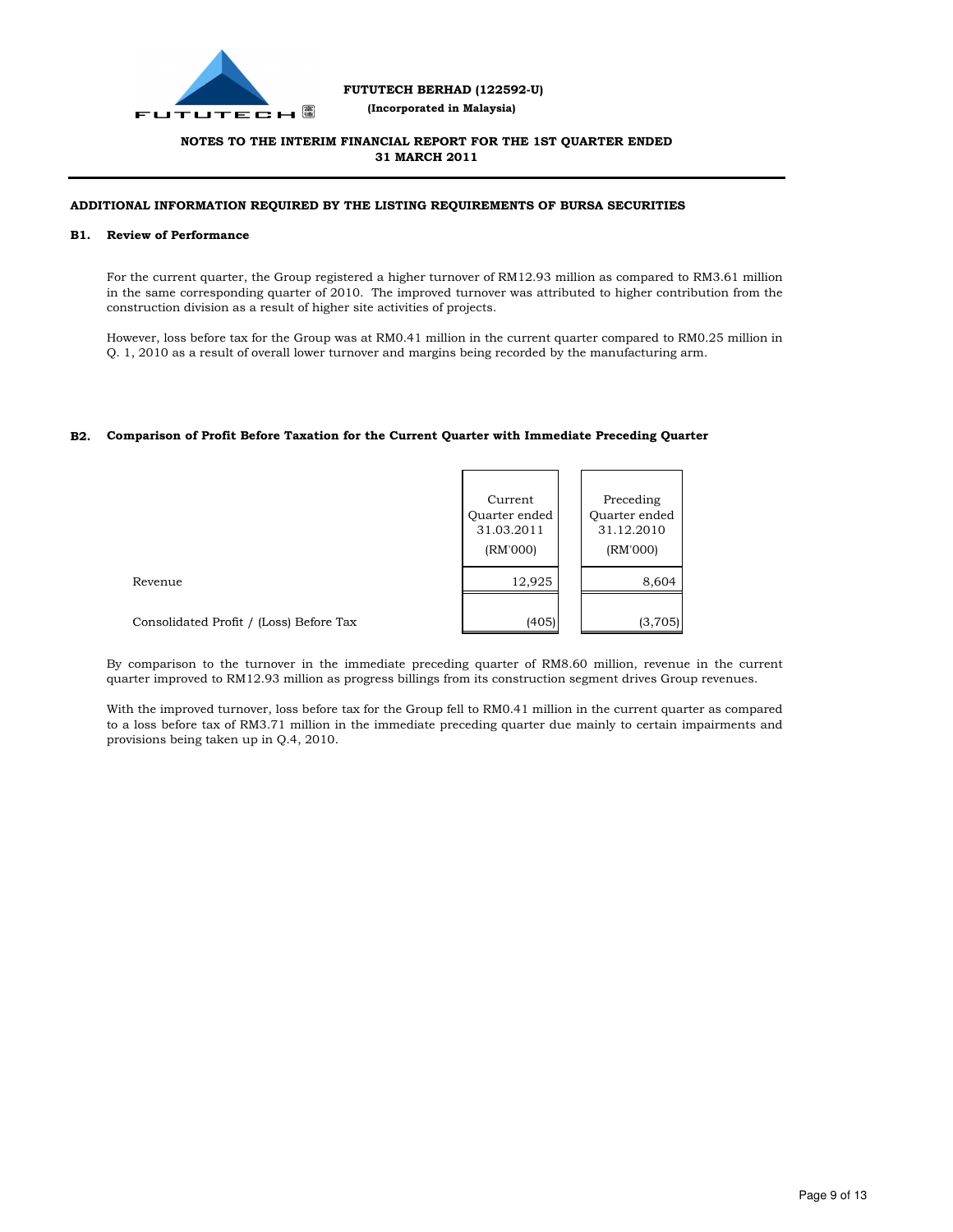**FUTUTECH BERHAD (122592-U)**
**(Incorporated in Malaysia)**

**NOTES TO THE INTERIM FINANCIAL REPORT FOR THE 1ST QUARTER ENDED 31 MARCH 2011**

## ADDITIONAL INFORMATION REQUIRED BY THE LISTING REQUIREMENTS OF BURSA SECURITIES

### B1. Review of Performance

For the current quarter, the Group registered a higher turnover of RM12.93 million as compared to RM3.61 million in the same corresponding quarter of 2010. The improved turnover was attributed to higher contribution from the construction division as a result of higher site activities of projects.

However, loss before tax for the Group was at RM0.41 million in the current quarter compared to RM0.25 million in Q. 1, 2010 as a result of overall lower turnover and margins being recorded by the manufacturing arm.

### B2. Comparison of Profit Before Taxation for the Current Quarter with Immediate Preceding Quarter

| | Current Quarter ended 31.03.2011 (RM'000) | Preceding Quarter ended 31.12.2010 (RM'000) |
|---|---|---|
| Revenue | 12,925 | 8,604 |
| Consolidated Profit / (Loss) Before Tax | (405) | (3,705) |

By comparison to the turnover in the immediate preceding quarter of RM8.60 million, revenue in the current quarter improved to RM12.93 million as progress billings from its construction segment drives Group revenues.

With the improved turnover, loss before tax for the Group fell to RM0.41 million in the current quarter as compared to a loss before tax of RM3.71 million in the immediate preceding quarter due mainly to certain impairments and provisions being taken up in Q.4, 2010.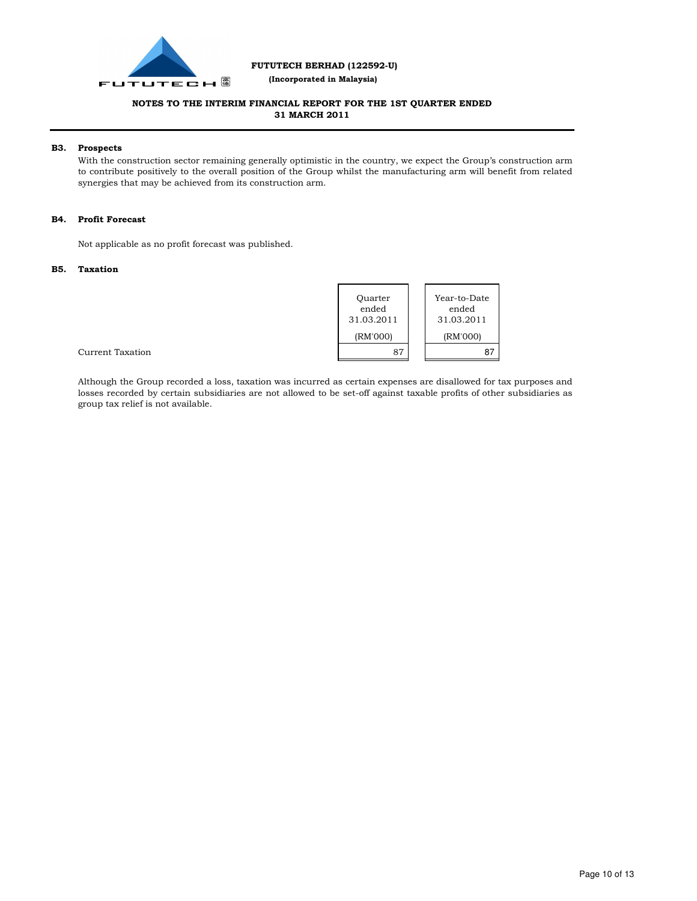**FUTUTECH BERHAD (122592-U)**

**(Incorporated in Malaysia)**

**NOTES TO THE INTERIM FINANCIAL REPORT FOR THE 1ST QUARTER ENDED 31 MARCH 2011**

**B3. Prospects**

With the construction sector remaining generally optimistic in the country, we expect the Group's construction arm to contribute positively to the overall position of the Group whilst the manufacturing arm will benefit from related synergies that may be achieved from its construction arm.

**B4. Profit Forecast**

Not applicable as no profit forecast was published.

**B5. Taxation**

| | Quarter ended 31.03.2011 (RM'000) | Year-to-Date ended 31.03.2011 (RM'000) |
|---|---|---|
| Current Taxation | 87 | 87 |

Although the Group recorded a loss, taxation was incurred as certain expenses are disallowed for tax purposes and losses recorded by certain subsidiaries are not allowed to be set-off against taxable profits of other subsidiaries as group tax relief is not available.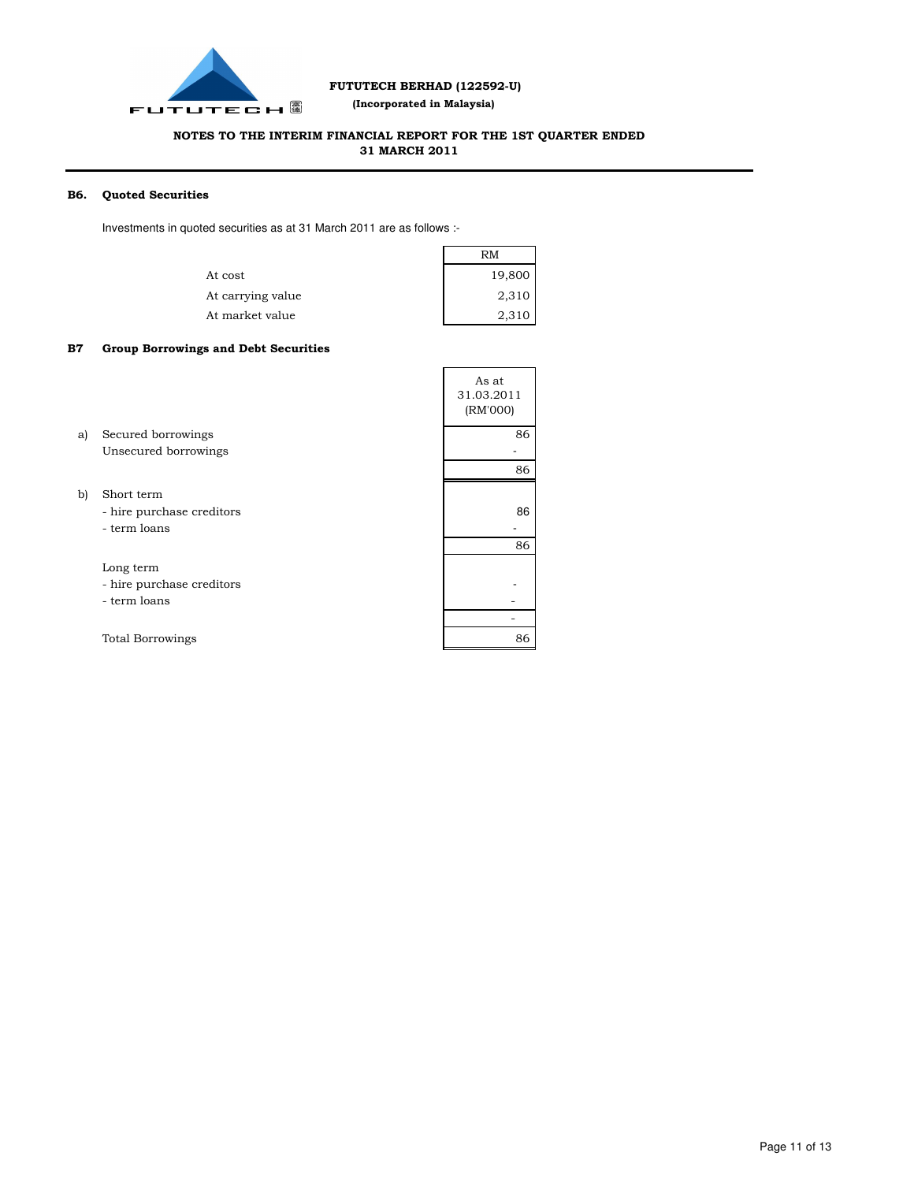FUTUTECH BERHAD (122592-U)
(Incorporated in Malaysia)

NOTES TO THE INTERIM FINANCIAL REPORT FOR THE 1ST QUARTER ENDED 31 MARCH 2011

### B6. Quoted Securities

Investments in quoted securities as at 31 March 2011 are as follows :-

| | RM |
|---|---|
| At cost | 19,800 |
| At carrying value | 2,310 |
| At market value | 2,310 |

### B7 Group Borrowings and Debt Securities

| | | As at 31.03.2011 (RM'000) |
|---|---|---|
| a) | Secured borrowings | 86 |
| | Unsecured borrowings | - |
| | | 86 |
| b) | Short term | |
| | - hire purchase creditors | 86 |
| | - term loans | - |
| | | 86 |
| | Long term | |
| | - hire purchase creditors | - |
| | - term loans | - |
| | | - |
| | Total Borrowings | 86 |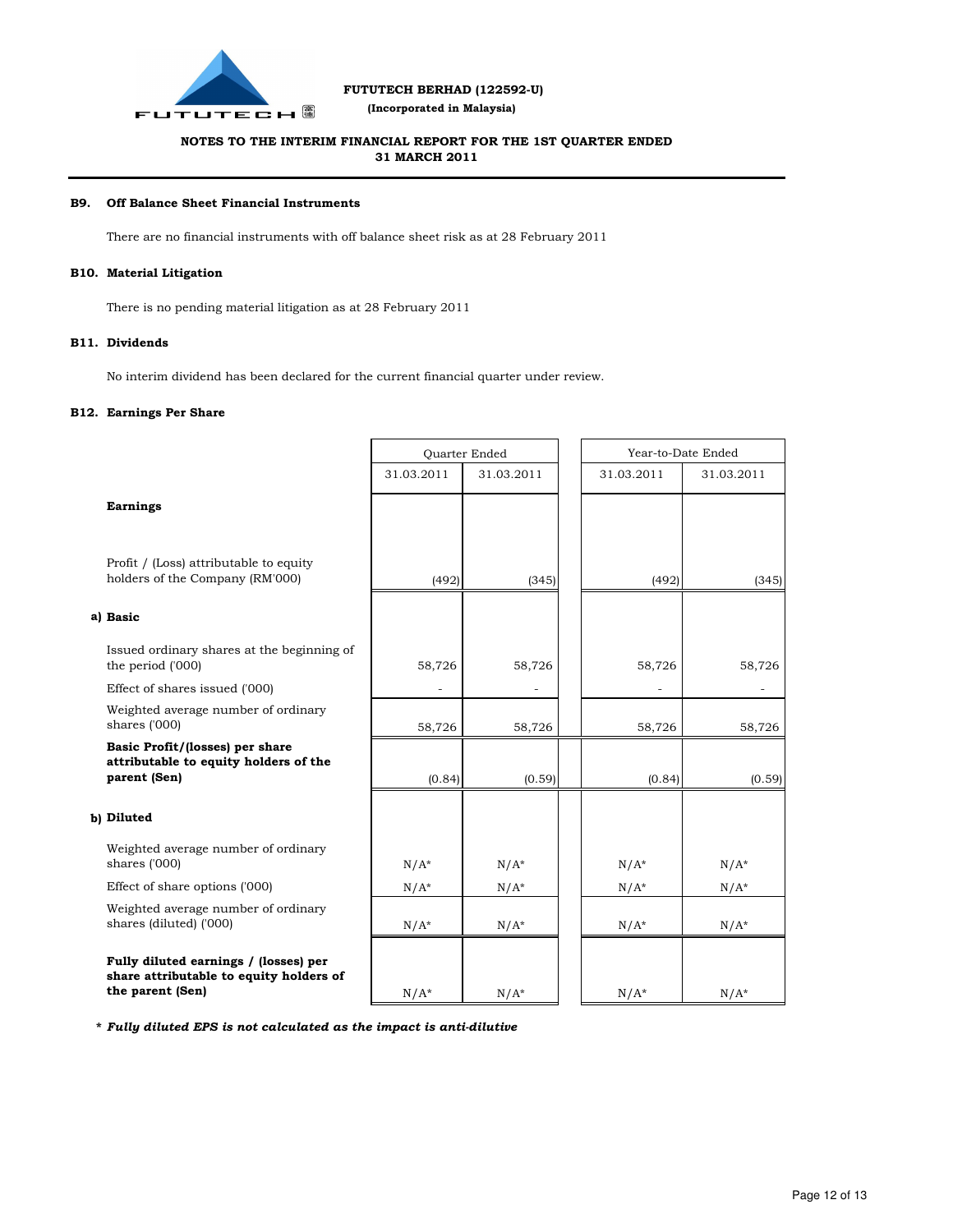**FUTUTECH BERHAD (122592-U)**
**(Incorporated in Malaysia)**

**NOTES TO THE INTERIM FINANCIAL REPORT FOR THE 1ST QUARTER ENDED 31 MARCH 2011**

### B9. Off Balance Sheet Financial Instruments

There are no financial instruments with off balance sheet risk as at 28 February 2011

### B10. Material Litigation

There is no pending material litigation as at 28 February 2011

### B11. Dividends

No interim dividend has been declared for the current financial quarter under review.

### B12. Earnings Per Share

| | Quarter Ended | | Year-to-Date Ended | |
|---|---|---|---|---|
| | 31.03.2011 | 31.03.2011 | 31.03.2011 | 31.03.2011 |
| **Earnings** | | | | |
| Profit / (Loss) attributable to equity holders of the Company (RM'000) | (492) | (345) | (492) | (345) |
| **a) Basic** | | | | |
| Issued ordinary shares at the beginning of the period ('000) | 58,726 | 58,726 | 58,726 | 58,726 |
| Effect of shares issued ('000) | - | - | - | - |
| Weighted average number of ordinary shares ('000) | 58,726 | 58,726 | 58,726 | 58,726 |
| **Basic Profit/(losses) per share attributable to equity holders of the parent (Sen)** | (0.84) | (0.59) | (0.84) | (0.59) |
| **b) Diluted** | | | | |
| Weighted average number of ordinary shares ('000) | N/A* | N/A* | N/A* | N/A* |
| Effect of share options ('000) | N/A* | N/A* | N/A* | N/A* |
| Weighted average number of ordinary shares (diluted) ('000) | N/A* | N/A* | N/A* | N/A* |
| **Fully diluted earnings / (losses) per share attributable to equity holders of the parent (Sen)** | N/A* | N/A* | N/A* | N/A* |

*\* Fully diluted EPS is not calculated as the impact is anti-dilutive*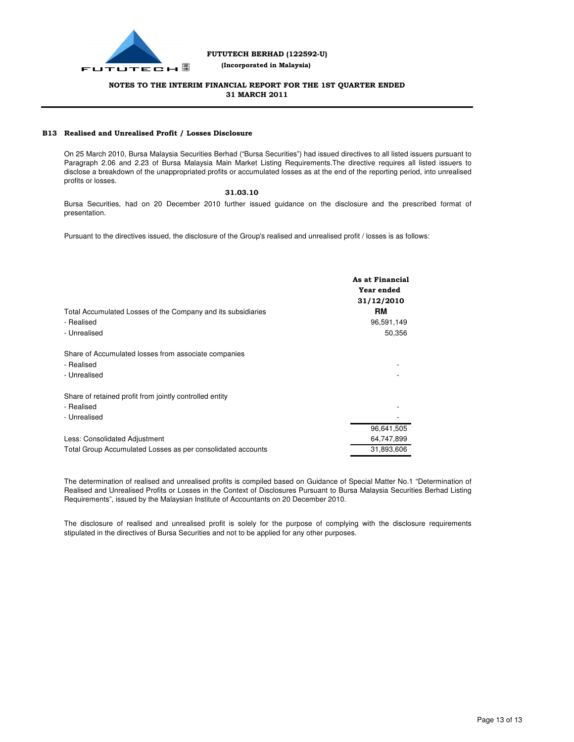## B13 Realised and Unrealised Profit / Losses Disclosure

On 25 March 2010, Bursa Malaysia Securities Berhad ("Bursa Securities") had issued directives to all listed issuers pursuant to Paragraph 2.06 and 2.23 of Bursa Malaysia Main Market Listing Requirements.The directive requires all listed issuers to disclose a breakdown of the unappropriated profits or accumulated losses as at the end of the reporting period, into unrealised profits or losses.

**31.03.10**

Bursa Securities, had on 20 December 2010 further issued guidance on the disclosure and the prescribed format of presentation.

Pursuant to the directives issued, the disclosure of the Group's realised and unrealised profit / losses is as follows:

| | As at Financial Year ended 31/12/2010 |
|---|---|
| | RM |
| Total Accumulated Losses of the Company and its subsidiaries | |
| - Realised | 96,591,149 |
| - Unrealised | 50,356 |
| | |
| Share of Accumulated losses from associate companies | |
| - Realised | - |
| - Unrealised | - |
| | |
| Share of retained profit from jointly controlled entity | |
| - Realised | - |
| - Unrealised | - |
| | 96,641,505 |
| Less: Consolidated Adjustment | 64,747,899 |
| Total Group Accumulated Losses as per consolidated accounts | 31,893,606 |

The determination of realised and unrealised profits is compiled based on Guidance of Special Matter No.1 "Determination of Realised and Unrealised Profits or Losses in the Context of Disclosures Pursuant to Bursa Malaysia Securities Berhad Listing Requirements", issued by the Malaysian Institute of Accountants on 20 December 2010.

The disclosure of realised and unrealised profit is solely for the purpose of complying with the disclosure requirements stipulated in the directives of Bursa Securities and not to be applied for any other purposes.